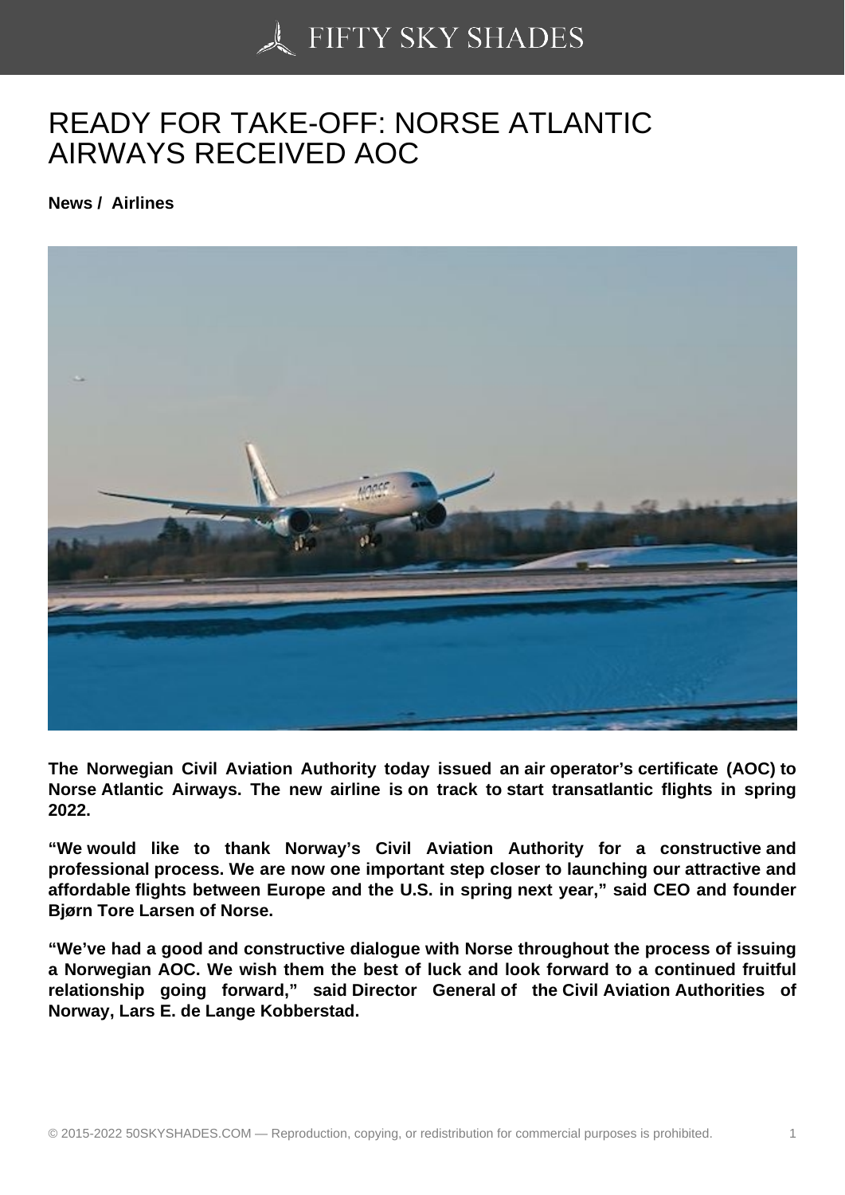# READY FOR TAKE-OFF: NORSE ATLANTIC AIRWAYS RECEIVED AOC

**News / Airlines**

**The Norwegian Civil Aviation Authority today issued an air operator's certificate (AOC) to Norse Atlantic Airways. The new airline is on track to start transatlantic flights in spring 2022.**

**"We would like to thank Norway's Civil Aviation Authority for a constructive and professional process. We are now one important step closer to launching our attractive and affordable flights between Europe and the U.S. in spring next year," said CEO and founder Bjørn Tore Larsen of Norse.**

**"We've had a good and constructive dialogue with Norse throughout the process of issuing a Norwegian AOC. We wish them the best of luck and look forward to a continued fruitful relationship going forward," said Director General of the Civil Aviation Authorities of Norway, Lars E. de Lange Kobberstad.**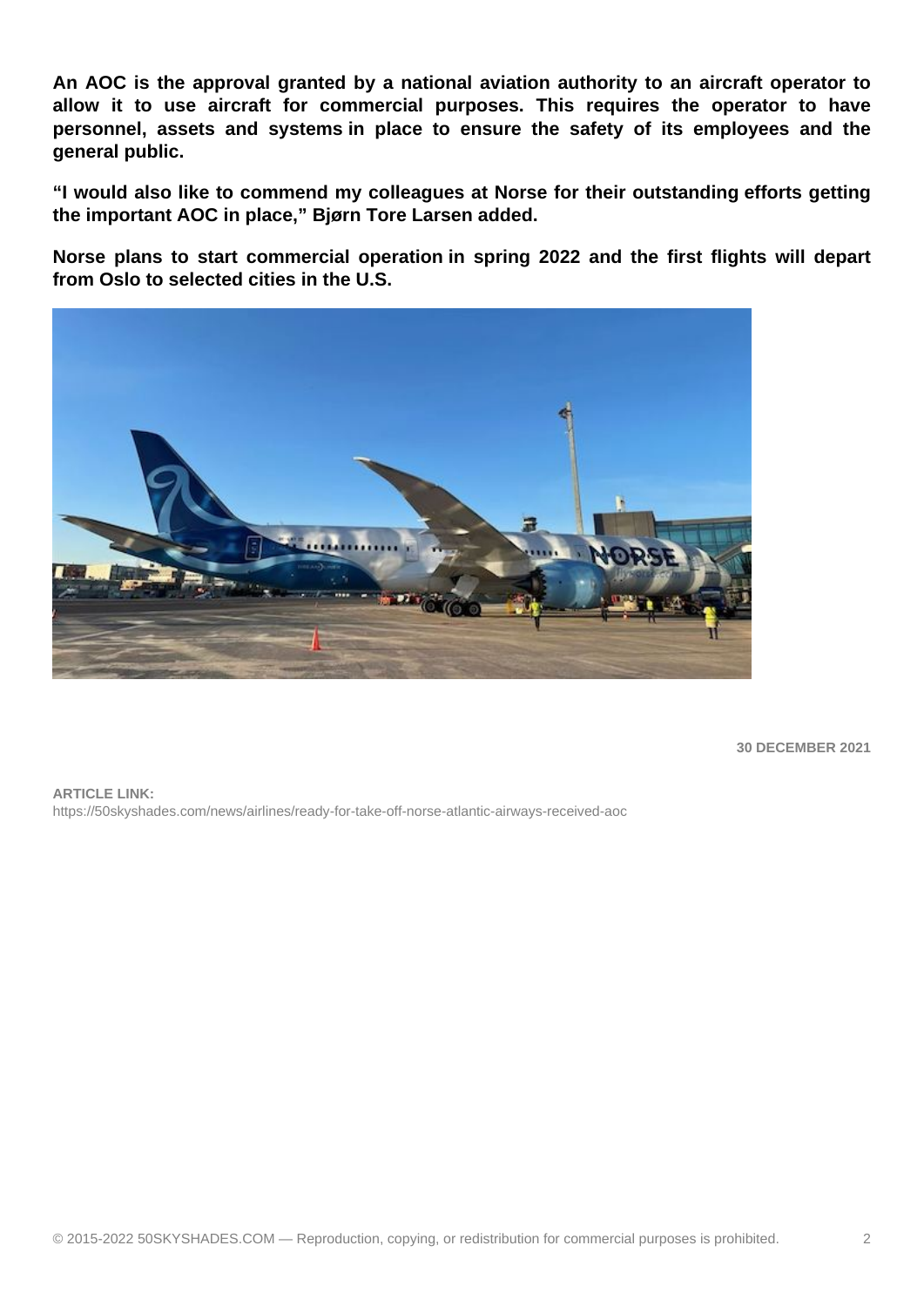**An AOC is the approval granted by a national aviation authority to an aircraft operator to allow it to use aircraft for commercial purposes. This requires the operator to have personnel, assets and systems in place to ensure the safety of its employees and the general public.**

**“I would also like to commend my colleagues at Norse for their outstanding efforts getting the important AOC in place,” Bjørn Tore Larsen added.**

**Norse plans to start commercial operation in spring 2022 and the first flights will depart from Oslo to selected cities in the U.S.**

**30 DECEMBER 2021**

**ARTICLE LINK:**
https://50skyshades.com/news/airlines/ready-for-take-off-norse-atlantic-airways-received-aoc